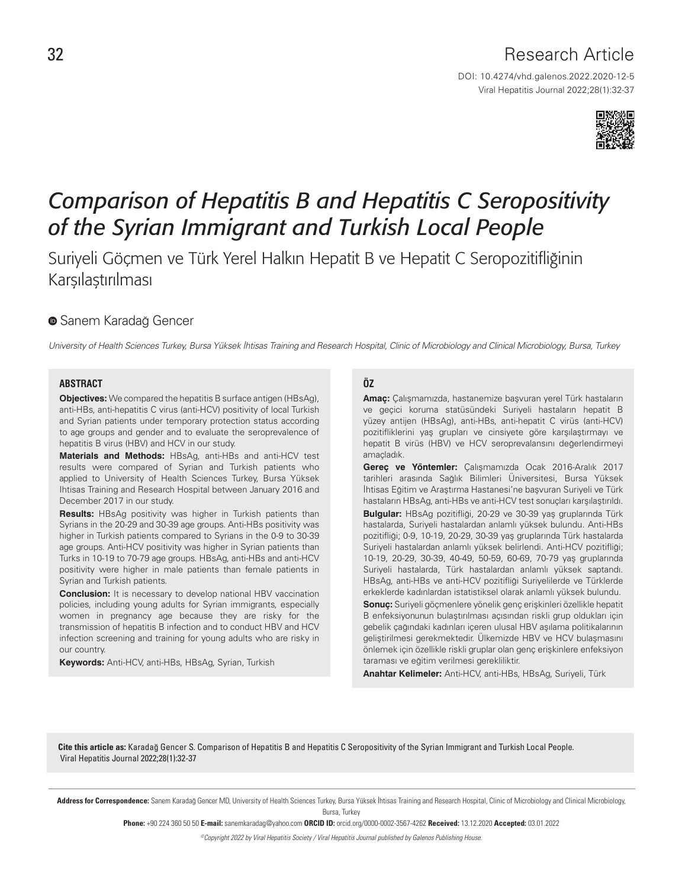Research Article

DOI: 10.4274/vhd.galenos.2022.2020-12-5

# *Comparison of Hepatitis B and Hepatitis C Seropositivity of the Syrian Immigrant and Turkish Local People*

## Suriyeli Göçmen ve Türk Yerel Halkın Hepatit B ve Hepatit C Seropozitifliğinin Karşılaştırılması

Sanem Karadağ Gencer

*University of Health Sciences Turkey, Bursa Yüksek İhtisas Training and Research Hospital, Clinic of Microbiology and Clinical Microbiology, Bursa, Turkey*

### ABSTRACT

**Objectives:** We compared the hepatitis B surface antigen (HBsAg), anti-HBs, anti-hepatitis C virus (anti-HCV) positivity of local Turkish and Syrian patients under temporary protection status according to age groups and gender and to evaluate the seroprevalence of hepatitis B virus (HBV) and HCV in our study.

**Materials and Methods:** HBsAg, anti-HBs and anti-HCV test results were compared of Syrian and Turkish patients who applied to University of Health Sciences Turkey, Bursa Yüksek Ihtisas Training and Research Hospital between January 2016 and December 2017 in our study.

**Results:** HBsAg positivity was higher in Turkish patients than Syrians in the 20-29 and 30-39 age groups. Anti-HBs positivity was higher in Turkish patients compared to Syrians in the 0-9 to 30-39 age groups. Anti-HCV positivity was higher in Syrian patients than Turks in 10-19 to 70-79 age groups. HBsAg, anti-HBs and anti-HCV positivity were higher in male patients than female patients in Syrian and Turkish patients.

**Conclusion:** It is necessary to develop national HBV vaccination policies, including young adults for Syrian immigrants, especially women in pregnancy age because they are risky for the transmission of hepatitis B infection and to conduct HBV and HCV infection screening and training for young adults who are risky in our country.

**Keywords:** Anti-HCV, anti-HBs, HBsAg, Syrian, Turkish

### ÖZ

**Amaç:** Çalışmamızda, hastanemize başvuran yerel Türk hastaların ve geçici koruma statüsündeki Suriyeli hastaların hepatit B yüzey antijen (HBsAg), anti-HBs, anti-hepatit C virüs (anti-HCV) pozitifliklerini yaş grupları ve cinsiyete göre karşılaştırmayı ve hepatit B virüs (HBV) ve HCV seroprevalansını değerlendirmeyi amaçladık.

**Gereç ve Yöntemler:** Çalışmamızda Ocak 2016-Aralık 2017 tarihleri arasında Sağlık Bilimleri Üniversitesi, Bursa Yüksek İhtisas Eğitim ve Araştırma Hastanesi'ne başvuran Suriyeli ve Türk hastaların HBsAg, anti-HBs ve anti-HCV test sonuçları karşılaştırıldı.

**Bulgular:** HBsAg pozitifliği, 20-29 ve 30-39 yaş gruplarında Türk hastalarda, Suriyeli hastalardan anlamlı yüksek bulundu. Anti-HBs pozitifliği; 0-9, 10-19, 20-29, 30-39 yaş gruplarında Türk hastalarda Suriyeli hastalardan anlamlı yüksek belirlendi. Anti-HCV pozitifliği; 10-19, 20-29, 30-39, 40-49, 50-59, 60-69, 70-79 yaş gruplarında Suriyeli hastalarda, Türk hastalardan anlamlı yüksek saptandı. HBsAg, anti-HBs ve anti-HCV pozitifliği Suriyelilerde ve Türklerde erkeklerde kadınlardan istatistiksel olarak anlamlı yüksek bulundu.

**Sonuç:** Suriyeli göçmenlere yönelik genç erişkinleri özellikle hepatit B enfeksiyonunun bulaştırılması açısından riskli grup oldukları için gebelik çağındaki kadınları içeren ulusal HBV aşılama politikalarının geliştirilmesi gerekmektedir. Ülkemizde HBV ve HCV bulaşmasını önlemek için özellikle riskli gruplar olan genç erişkinlere enfeksiyon taraması ve eğitim verilmesi gerekliliktir.

**Anahtar Kelimeler:** Anti-HCV, anti-HBs, HBsAg, Suriyeli, Türk

**Cite this article as:** Karadağ Gencer S. Comparison of Hepatitis B and Hepatitis C Seropositivity of the Syrian Immigrant and Turkish Local People. Viral Hepatitis Journal 2022;28(1):32-37

**Address for Correspondence:** Sanem Karadağ Gencer MD, University of Health Sciences Turkey, Bursa Yüksek İhtisas Training and Research Hospital, Clinic of Microbiology and Clinical Microbiology, Bursa, Turkey

**Phone:** +90 224 360 50 50 **E-mail:** sanemkaradag@yahoo.com **ORCID ID:** orcid.org/0000-0002-3567-4262 **Received:** 13.12.2020 **Accepted:** 03.01.2022

*©Copyright 2022 by Viral Hepatitis Society / Viral Hepatitis Journal published by Galenos Publishing House.*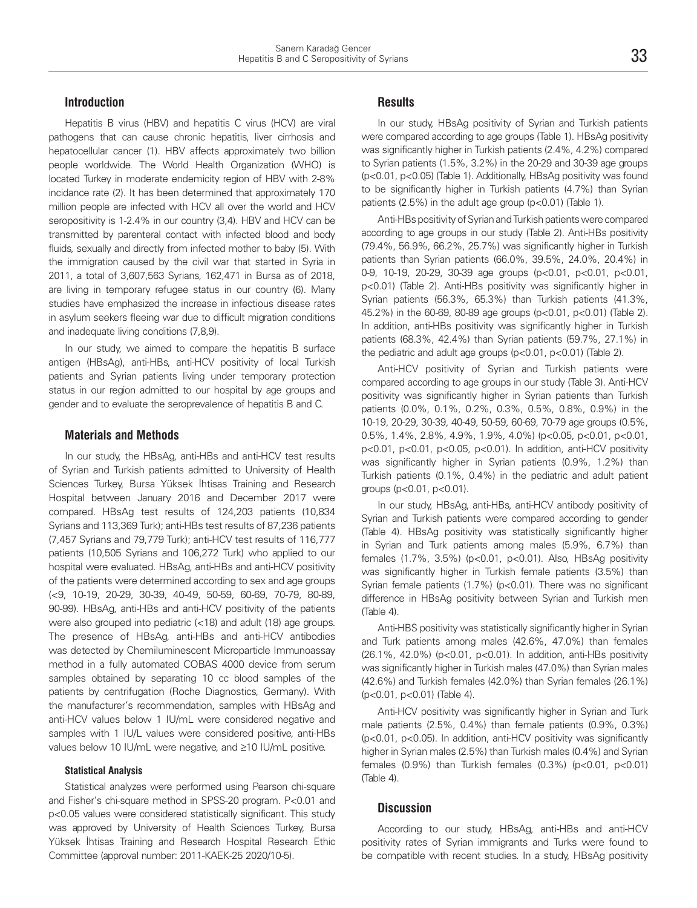## Introduction

Hepatitis B virus (HBV) and hepatitis C virus (HCV) are viral pathogens that can cause chronic hepatitis, liver cirrhosis and hepatocellular cancer (1). HBV affects approximately two billion people worldwide. The World Health Organization (WHO) is located Turkey in moderate endemicity region of HBV with 2-8% incidance rate (2). It has been determined that approximately 170 million people are infected with HCV all over the world and HCV seropositivity is 1-2.4% in our country (3,4). HBV and HCV can be transmitted by parenteral contact with infected blood and body fluids, sexually and directly from infected mother to baby (5). With the immigration caused by the civil war that started in Syria in 2011, a total of 3,607,563 Syrians, 162,471 in Bursa as of 2018, are living in temporary refugee status in our country (6). Many studies have emphasized the increase in infectious disease rates in asylum seekers fleeing war due to difficult migration conditions and inadequate living conditions (7,8,9).

In our study, we aimed to compare the hepatitis B surface antigen (HBsAg), anti-HBs, anti-HCV positivity of local Turkish patients and Syrian patients living under temporary protection status in our region admitted to our hospital by age groups and gender and to evaluate the seroprevalence of hepatitis B and C.

## Materials and Methods

In our study, the HBsAg, anti-HBs and anti-HCV test results of Syrian and Turkish patients admitted to University of Health Sciences Turkey, Bursa Yüksek İhtisas Training and Research Hospital between January 2016 and December 2017 were compared. HBsAg test results of 124,203 patients (10,834 Syrians and 113,369 Turk); anti-HBs test results of 87,236 patients (7,457 Syrians and 79,779 Turk); anti-HCV test results of 116,777 patients (10,505 Syrians and 106,272 Turk) who applied to our hospital were evaluated. HBsAg, anti-HBs and anti-HCV positivity of the patients were determined according to sex and age groups (<9, 10-19, 20-29, 30-39, 40-49, 50-59, 60-69, 70-79, 80-89, 90-99). HBsAg, anti-HBs and anti-HCV positivity of the patients were also grouped into pediatric (<18) and adult (18) age groups. The presence of HBsAg, anti-HBs and anti-HCV antibodies was detected by Chemiluminescent Microparticle Immunoassay method in a fully automated COBAS 4000 device from serum samples obtained by separating 10 cc blood samples of the patients by centrifugation (Roche Diagnostics, Germany). With the manufacturer's recommendation, samples with HBsAg and anti-HCV values below 1 IU/mL were considered negative and samples with 1 IU/L values were considered positive, anti-HBs values below 10 IU/mL were negative, and ≥10 IU/mL positive.

### Statistical Analysis

Statistical analyzes were performed using Pearson chi-square and Fisher's chi-square method in SPSS-20 program. P<0.01 and p<0.05 values were considered statistically significant. This study was approved by University of Health Sciences Turkey, Bursa Yüksek İhtisas Training and Research Hospital Research Ethic Committee (approval number: 2011-KAEK-25 2020/10-5).

## Results

In our study, HBsAg positivity of Syrian and Turkish patients were compared according to age groups (Table 1). HBsAg positivity was significantly higher in Turkish patients (2.4%, 4.2%) compared to Syrian patients (1.5%, 3.2%) in the 20-29 and 30-39 age groups (p<0.01, p<0.05) (Table 1). Additionally, HBsAg positivity was found to be significantly higher in Turkish patients (4.7%) than Syrian patients (2.5%) in the adult age group (p<0.01) (Table 1).

Anti-HBs positivity of Syrian and Turkish patients were compared according to age groups in our study (Table 2). Anti-HBs positivity (79.4%, 56.9%, 66.2%, 25.7%) was significantly higher in Turkish patients than Syrian patients (66.0%, 39.5%, 24.0%, 20.4%) in 0-9, 10-19, 20-29, 30-39 age groups (p<0.01, p<0.01, p<0.01, p<0.01) (Table 2). Anti-HBs positivity was significantly higher in Syrian patients (56.3%, 65.3%) than Turkish patients (41.3%, 45.2%) in the 60-69, 80-89 age groups (p<0.01, p<0.01) (Table 2). In addition, anti-HBs positivity was significantly higher in Turkish patients (68.3%, 42.4%) than Syrian patients (59.7%, 27.1%) in the pediatric and adult age groups (p<0.01, p<0.01) (Table 2).

Anti-HCV positivity of Syrian and Turkish patients were compared according to age groups in our study (Table 3). Anti-HCV positivity was significantly higher in Syrian patients than Turkish patients (0.0%, 0.1%, 0.2%, 0.3%, 0.5%, 0.8%, 0.9%) in the 10-19, 20-29, 30-39, 40-49, 50-59, 60-69, 70-79 age groups (0.5%, 0.5%, 1.4%, 2.8%, 4.9%, 1.9%, 4.0%) (p<0.05, p<0.01, p<0.01, p<0.01, p<0.01, p<0.05, p<0.01). In addition, anti-HCV positivity was significantly higher in Syrian patients (0.9%, 1.2%) than Turkish patients (0.1%, 0.4%) in the pediatric and adult patient groups (p<0.01, p<0.01).

In our study, HBsAg, anti-HBs, anti-HCV antibody positivity of Syrian and Turkish patients were compared according to gender (Table 4). HBsAg positivity was statistically significantly higher in Syrian and Turk patients among males (5.9%, 6.7%) than females (1.7%, 3.5%) (p<0.01, p<0.01). Also, HBsAg positivity was significantly higher in Turkish female patients (3.5%) than Syrian female patients (1.7%) (p<0.01). There was no significant difference in HBsAg positivity between Syrian and Turkish men (Table 4).

Anti-HBS positivity was statistically significantly higher in Syrian and Turk patients among males (42.6%, 47.0%) than females (26.1%, 42.0%) (p<0.01, p<0.01). In addition, anti-HBs positivity was significantly higher in Turkish males (47.0%) than Syrian males (42.6%) and Turkish females (42.0%) than Syrian females (26.1%) (p<0.01, p<0.01) (Table 4).

Anti-HCV positivity was significantly higher in Syrian and Turk male patients (2.5%, 0.4%) than female patients (0.9%, 0.3%) (p<0.01, p<0.05). In addition, anti-HCV positivity was significantly higher in Syrian males (2.5%) than Turkish males (0.4%) and Syrian females (0.9%) than Turkish females (0.3%) (p<0.01, p<0.01) (Table 4).

## Discussion

According to our study, HBsAg, anti-HBs and anti-HCV positivity rates of Syrian immigrants and Turks were found to be compatible with recent studies. In a study, HBsAg positivity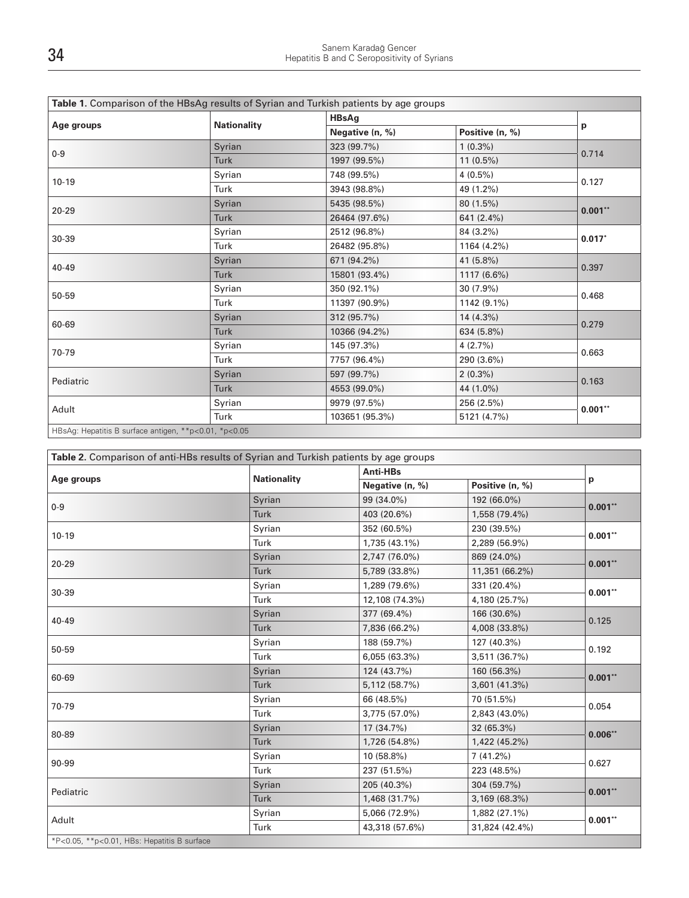**Table 1.** Comparison of the HBsAg results of Syrian and Turkish patients by age groups

| Age groups | Nationality | HBsAg | | p |
|---|---|---|---|---|
| | | Negative (n, %) | Positive (n, %) | |
| 0-9 | Syrian | 323 (99.7%) | 1 (0.3%) | 0.714 |
| | Turk | 1997 (99.5%) | 11 (0.5%) | |
| 10-19 | Syrian | 748 (99.5%) | 4 (0.5%) | 0.127 |
| | Turk | 3943 (98.8%) | 49 (1.2%) | |
| 20-29 | Syrian | 5435 (98.5%) | 80 (1.5%) | **0.001****  |
| | Turk | 26464 (97.6%) | 641 (2.4%) | |
| 30-39 | Syrian | 2512 (96.8%) | 84 (3.2%) | **0.017*** |
| | Turk | 26482 (95.8%) | 1164 (4.2%) | |
| 40-49 | Syrian | 671 (94.2%) | 41 (5.8%) | 0.397 |
| | Turk | 15801 (93.4%) | 1117 (6.6%) | |
| 50-59 | Syrian | 350 (92.1%) | 30 (7.9%) | 0.468 |
| | Turk | 11397 (90.9%) | 1142 (9.1%) | |
| 60-69 | Syrian | 312 (95.7%) | 14 (4.3%) | 0.279 |
| | Turk | 10366 (94.2%) | 634 (5.8%) | |
| 70-79 | Syrian | 145 (97.3%) | 4 (2.7%) | 0.663 |
| | Turk | 7757 (96.4%) | 290 (3.6%) | |
| Pediatric | Syrian | 597 (99.7%) | 2 (0.3%) | 0.163 |
| | Turk | 4553 (99.0%) | 44 (1.0%) | |
| Adult | Syrian | 9979 (97.5%) | 256 (2.5%) | **0.001**** |
| | Turk | 103651 (95.3%) | 5121 (4.7%) | |

HBsAg: Hepatitis B surface antigen, **p<0.01, *p<0.05

**Table 2.** Comparison of anti-HBs results of Syrian and Turkish patients by age groups

| Age groups | Nationality | Anti-HBs | | p |
|---|---|---|---|---|
| | | Negative (n, %) | Positive (n, %) | |
| 0-9 | Syrian | 99 (34.0%) | 192 (66.0%) | **0.001**** |
| | Turk | 403 (20.6%) | 1,558 (79.4%) | |
| 10-19 | Syrian | 352 (60.5%) | 230 (39.5%) | **0.001**** |
| | Turk | 1,735 (43.1%) | 2,289 (56.9%) | |
| 20-29 | Syrian | 2,747 (76.0%) | 869 (24.0%) | **0.001**** |
| | Turk | 5,789 (33.8%) | 11,351 (66.2%) | |
| 30-39 | Syrian | 1,289 (79.6%) | 331 (20.4%) | **0.001**** |
| | Turk | 12,108 (74.3%) | 4,180 (25.7%) | |
| 40-49 | Syrian | 377 (69.4%) | 166 (30.6%) | 0.125 |
| | Turk | 7,836 (66.2%) | 4,008 (33.8%) | |
| 50-59 | Syrian | 188 (59.7%) | 127 (40.3%) | 0.192 |
| | Turk | 6,055 (63.3%) | 3,511 (36.7%) | |
| 60-69 | Syrian | 124 (43.7%) | 160 (56.3%) | **0.001**** |
| | Turk | 5,112 (58.7%) | 3,601 (41.3%) | |
| 70-79 | Syrian | 66 (48.5%) | 70 (51.5%) | 0.054 |
| | Turk | 3,775 (57.0%) | 2,843 (43.0%) | |
| 80-89 | Syrian | 17 (34.7%) | 32 (65.3%) | **0.006**** |
| | Turk | 1,726 (54.8%) | 1,422 (45.2%) | |
| 90-99 | Syrian | 10 (58.8%) | 7 (41.2%) | 0.627 |
| | Turk | 237 (51.5%) | 223 (48.5%) | |
| Pediatric | Syrian | 205 (40.3%) | 304 (59.7%) | **0.001**** |
| | Turk | 1,468 (31.7%) | 3,169 (68.3%) | |
| Adult | Syrian | 5,066 (72.9%) | 1,882 (27.1%) | **0.001**** |
| | Turk | 43,318 (57.6%) | 31,824 (42.4%) | |

*P<0.05, **p<0.01, HBs: Hepatitis B surface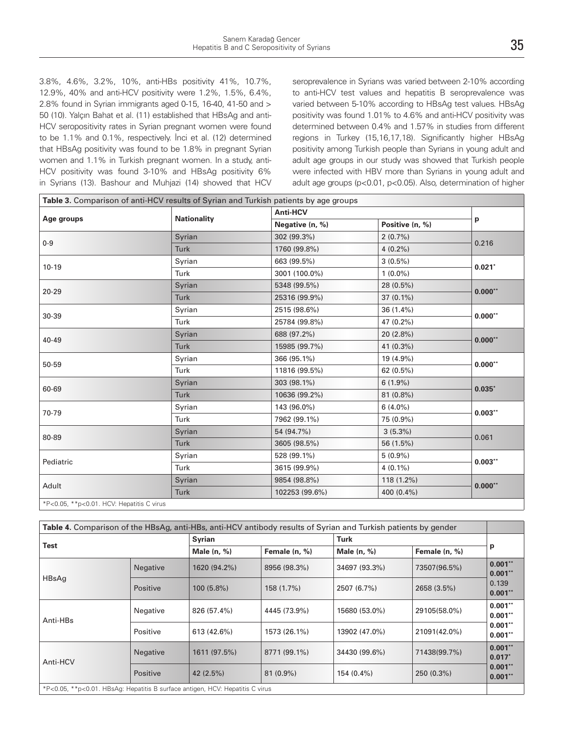3.8%, 4.6%, 3.2%, 10%, anti-HBs positivity 41%, 10.7%, 12.9%, 40% and anti-HCV positivity were 1.2%, 1.5%, 6.4%, 2.8% found in Syrian immigrants aged 0-15, 16-40, 41-50 and > 50 (10). Yalçın Bahat et al. (11) established that HBsAg and anti-HCV seropositivity rates in Syrian pregnant women were found to be 1.1% and 0.1%, respectively. İnci et al. (12) determined that HBsAg positivity was found to be 1.8% in pregnant Syrian women and 1.1% in Turkish pregnant women. In a study, anti-HCV positivity was found 3-10% and HBsAg positivity 6% in Syrians (13). Bashour and Muhjazi (14) showed that HCV seroprevalence in Syrians was varied between 2-10% according to anti-HCV test values and hepatitis B seroprevalence was varied between 5-10% according to HBsAg test values. HBsAg positivity was found 1.01% to 4.6% and anti-HCV positivity was determined between 0.4% and 1.57% in studies from different regions in Turkey (15,16,17,18). Significantly higher HBsAg positivity among Turkish people than Syrians in young adult and adult age groups in our study was showed that Turkish people were infected with HBV more than Syrians in young adult and adult age groups ($p<0.01$, $p<0.05$). Also, determination of higher

**Table 3.** Comparison of anti-HCV results of Syrian and Turkish patients by age groups

| Age groups | Nationality | Anti-HCV | | p |
|---|---|---|---|---|
| | | Negative (n, %) | Positive (n, %) | |
| 0-9 | Syrian | 302 (99.3%) | 2 (0.7%) | 0.216 |
| | Turk | 1760 (99.8%) | 4 (0.2%) | |
| 10-19 | Syrian | 663 (99.5%) | 3 (0.5%) | **0.021***|
| | Turk | 3001 (100.0%) | 1 (0.0%) | |
| 20-29 | Syrian | 5348 (99.5%) | 28 (0.5%) | **0.000****|
| | Turk | 25316 (99.9%) | 37 (0.1%) | |
| 30-39 | Syrian | 2515 (98.6%) | 36 (1.4%) | **0.000****|
| | Turk | 25784 (99.8%) | 47 (0.2%) | |
| 40-49 | Syrian | 688 (97.2%) | 20 (2.8%) | **0.000****|
| | Turk | 15985 (99.7%) | 41 (0.3%) | |
| 50-59 | Syrian | 366 (95.1%) | 19 (4.9%) | **0.000****|
| | Turk | 11816 (99.5%) | 62 (0.5%) | |
| 60-69 | Syrian | 303 (98.1%) | 6 (1.9%) | **0.035***|
| | Turk | 10636 (99.2%) | 81 (0.8%) | |
| 70-79 | Syrian | 143 (96.0%) | 6 (4.0%) | **0.003****|
| | Turk | 7962 (99.1%) | 75 (0.9%) | |
| 80-89 | Syrian | 54 (94.7%) | 3 (5.3%) | 0.061 |
| | Turk | 3605 (98.5%) | 56 (1.5%) | |
| Pediatric | Syrian | 528 (99.1%) | 5 (0.9%) | **0.003****|
| | Turk | 3615 (99.9%) | 4 (0.1%) | |
| Adult | Syrian | 9854 (98.8%) | 118 (1.2%) | **0.000****|
| | Turk | 102253 (99.6%) | 400 (0.4%) | |

*P<0.05, **p<0.01. HCV: Hepatitis C virus

**Table 4.** Comparison of the HBsAg, anti-HBs, anti-HCV antibody results of Syrian and Turkish patients by gender

| Test | | Syrian | | Turk | | p |
|---|---|---|---|---|---|---|
| | | Male (n, %) | Female (n, %) | Male (n, %) | Female (n, %) | |
| HBsAg | Negative | 1620 (94.2%) | 8956 (98.3%) | 34697 (93.3%) | 73507(96.5%) | **0.001**** **0.001**** |
| | Positive | 100 (5.8%) | 158 (1.7%) | 2507 (6.7%) | 2658 (3.5%) | 0.139 **0.001**** |
| Anti-HBs | Negative | 826 (57.4%) | 4445 (73.9%) | 15680 (53.0%) | 29105(58.0%) | **0.001**** **0.001**** |
| | Positive | 613 (42.6%) | 1573 (26.1%) | 13902 (47.0%) | 21091(42.0%) | **0.001**** **0.001**** |
| Anti-HCV | Negative | 1611 (97.5%) | 8771 (99.1%) | 34430 (99.6%) | 71438(99.7%) | **0.001**** **0.017*** |
| | Positive | 42 (2.5%) | 81 (0.9%) | 154 (0.4%) | 250 (0.3%) | **0.001**** **0.001**** |

*P<0.05, **p<0.01. HBsAg: Hepatitis B surface antigen, HCV: Hepatitis C virus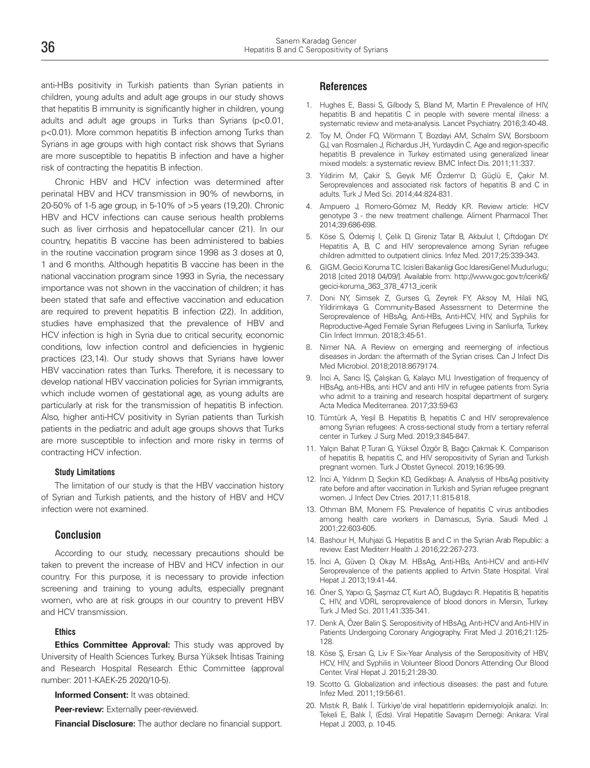anti-HBs positivity in Turkish patients than Syrian patients in children, young adults and adult age groups in our study shows that hepatitis B immunity is significantly higher in children, young adults and adult age groups in Turks than Syrians ($p<0.01$, $p<0.01$). More common hepatitis B infection among Turks than Syrians in age groups with high contact risk shows that Syrians are more susceptible to hepatitis B infection and have a higher risk of contracting the hepatitis B infection.

Chronic HBV and HCV infection was determined after perinatal HBV and HCV transmission in 90% of newborns, in 20-50% of 1-5 age group, in 5-10% of >5 years (19,20). Chronic HBV and HCV infections can cause serious health problems such as liver cirrhosis and hepatocellular cancer (21). In our country, hepatitis B vaccine has been administered to babies in the routine vaccination program since 1998 as 3 doses at 0, 1 and 6 months. Although hepatitis B vaccine has been in the national vaccination program since 1993 in Syria, the necessary importance was not shown in the vaccination of children; it has been stated that safe and effective vaccination and education are required to prevent hepatitis B infection (22). In addition, studies have emphasized that the prevalence of HBV and HCV infection is high in Syria due to critical security, economic conditions, low infection control and deficiencies in hygienic practices (23,14). Our study shows that Syrians have lower HBV vaccination rates than Turks. Therefore, it is necessary to develop national HBV vaccination policies for Syrian immigrants, which include women of gestational age, as young adults are particularly at risk for the transmission of hepatitis B infection. Also, higher anti-HCV positivity in Syrian patients than Turkish patients in the pediatric and adult age groups shows that Turks are more susceptible to infection and more risky in terms of contracting HCV infection.

#### Study Limitations

The limitation of our study is that the HBV vaccination history of Syrian and Turkish patients, and the history of HBV and HCV infection were not examined.

## Conclusion

According to our study, necessary precautions should be taken to prevent the increase of HBV and HCV infection in our country. For this purpose, it is necessary to provide infection screening and training to young adults, especially pregnant women, who are at risk groups in our country to prevent HBV and HCV transmission.

#### Ethics

**Ethics Committee Approval:** This study was approved by University of Health Sciences Turkey, Bursa Yüksek İhtisas Training and Research Hospital Research Ethic Committee (approval number: 2011-KAEK-25 2020/10-5).

**Informed Consent:** It was obtained.

**Peer-review:** Externally peer-reviewed.

**Financial Disclosure:** The author declare no financial support.

## References

1. Hughes E, Bassi S, Gilbody S, Bland M, Martin F. Prevalence of HIV, hepatitis B and hepatitis C in people with severe mental illness: a systematic review and meta-analysis. Lancet Psychiatry. 2016;3:40-48.
2. Toy M, Önder FO, Wörmann T, Bozdayi AM, Schalm SW, Borsboom GJ, van Rosmalen J, Richardus JH, Yurdaydin C. Age and region-specific hepatitis B prevalence in Turkey estimated using generalized linear mixed models: a systematic review. BMC Infect Dis. 2011;11:337.
3. Yildirim M, Çakir S, Geyık MF, Özdemır D, Güçlü E, Çakir M. Seroprevalences and associated risk factors of hepatitis B and C in adults. Turk J Med Sci. 2014;44:824-831.
4. Ampuero J, Romero-Gómez M, Reddy KR. Review article: HCV genotype 3 - the new treatment challenge. Aliment Pharmacol Ther. 2014;39:686-698.
5. Köse S, Ödemiş I, Çelik D, Gireniz Tatar B, Akbulut I, Çiftdoğan DY. Hepatitis A, B, C and HIV seroprevalence among Syrian refugee children admitted to outpatient clinics. Infez Med. 2017;25:339-343.
6. GIGM. Gecici Koruma T.C. Icisleri Bakanligi Goc IdaresiGenel Mudurlugu; 2018 [cited 2018 04/09/]. Available from: http://www.goc.gov.tr/icerik6/gecici-koruma_363_378_4713_icerik
7. Doni NY, Simsek Z, Gurses G, Zeyrek FY, Aksoy M, Hilali NG, Yildirimkaya G. Community-Based Assessment to Determine the Seroprevalence of HBsAg, Anti-HBs, Anti-HCV, HIV, and Syphilis for Reproductive-Aged Female Syrian Refugees Living in Sanliurfa, Turkey. Clin Infect Immun. 2018;3:45-51.
8. Nimer NA. A Review on emerging and reemerging of infectious diseases in Jordan: the aftermath of the Syrian crises. Can J Infect Dis Med Microbiol. 2018;2018:8679174.
9. İnci A, Sarıcı İŞ, Çalışkan G, Kalaycı MU. Investigation of frequency of HBsAg, anti-HBs, anti HCV and anti HIV in refugee patients from Syria who admit to a training and research hospital department of surgery. Acta Medica Mediterranea. 2017;33:59-63
10. Tümtürk A, Yeşil B. Hepatitis B, hepatitis C and HIV seroprevalence among Syrian refugees: A cross-sectional study from a tertiary referral center in Turkey. J Surg Med. 2019;3:845-847.
11. Yalçın Bahat P, Turan G, Yüksel Özgör B, Bağcı Çakmak K. Comparison of hepatitis B, hepatitis C, and HIV seropositivity of Syrian and Turkish pregnant women. Turk J Obstet Gynecol. 2019;16:95-99.
12. İnci A, Yıldırım D, Seçkin KD, Gedikbaşı A. Analysis of HbsAg positivity rate before and after vaccination in Turkish and Syrian refugee pregnant women. J Infect Dev Ctries. 2017;11:815-818.
13. Othman BM, Monem FS. Prevalence of hepatitis C virus antibodies among health care workers in Damascus, Syria. Saudi Med J. 2001;22:603-605.
14. Bashour H, Muhjazi G. Hepatitis B and C in the Syrian Arab Republic: a review. East Mediterr Health J. 2016;22:267-273.
15. İnci A, Güven D, Okay M. HBsAg, Anti-HBs, Anti-HCV and anti-HIV Seroprevalence of the patients applied to Artvin State Hospital. Viral Hepat J. 2013;19:41-44.
16. Öner S, Yapıcı G, Şaşmaz CT, Kurt AÖ, Buğdaycı R. Hepatitis B, hepatitis C, HIV, and VDRL seroprevalence of blood donors in Mersin, Turkey. Turk J Med Sci. 2011;41:335-341.
17. Denk A, Özer Balin Ş. Seropositivity of HBsAg, Anti-HCV and Anti-HIV in Patients Undergoing Coronary Angiography. Firat Med J. 2016;21:125-128.
18. Köse Ş, Ersan G, Liv F. Six-Year Analysis of the Seropositivity of HBV, HCV, HIV, and Syphilis in Volunteer Blood Donors Attending Our Blood Center. Viral Hepat J. 2015;21:28-30.
19. Scotto G. Globalization and infectious diseases: the past and future. Infez Med. 2011;19:56-61.
20. Mıstık R, Balık İ. Türkiye'de viral hepatitlerin epidemiyolojik analizi. In: Tekeli E, Balık İ, (Eds). Viral Hepatitle Savaşım Derneği: Ankara: Viral Hepat J. 2003, p. 10-45.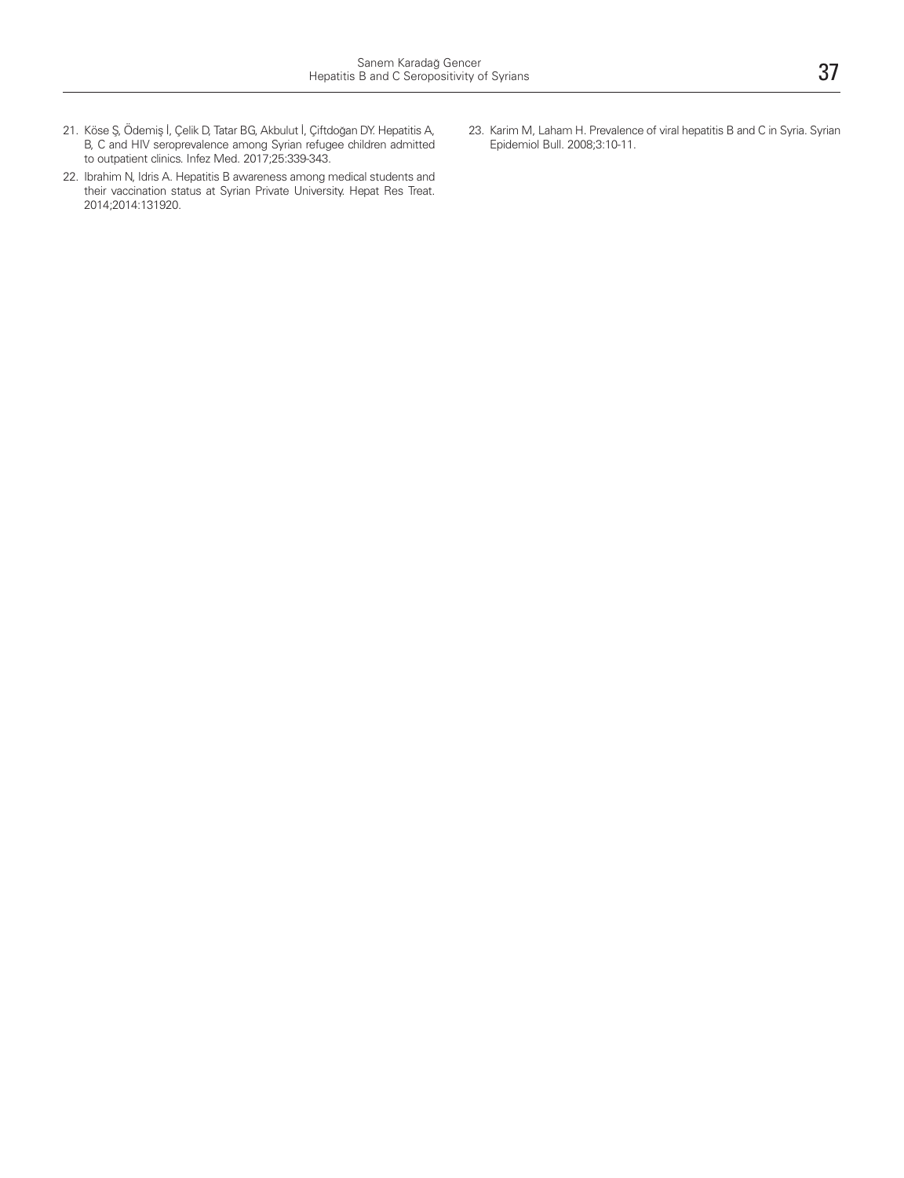21. Köse Ş, Ödemiş İ, Çelik D, Tatar BG, Akbulut İ, Çiftdoğan DY. Hepatitis A, B, C and HIV seroprevalence among Syrian refugee children admitted to outpatient clinics. Infez Med. 2017;25:339-343.
22. Ibrahim N, Idris A. Hepatitis B awareness among medical students and their vaccination status at Syrian Private University. Hepat Res Treat. 2014;2014:131920.
23. Karim M, Laham H. Prevalence of viral hepatitis B and C in Syria. Syrian Epidemiol Bull. 2008;3:10-11.